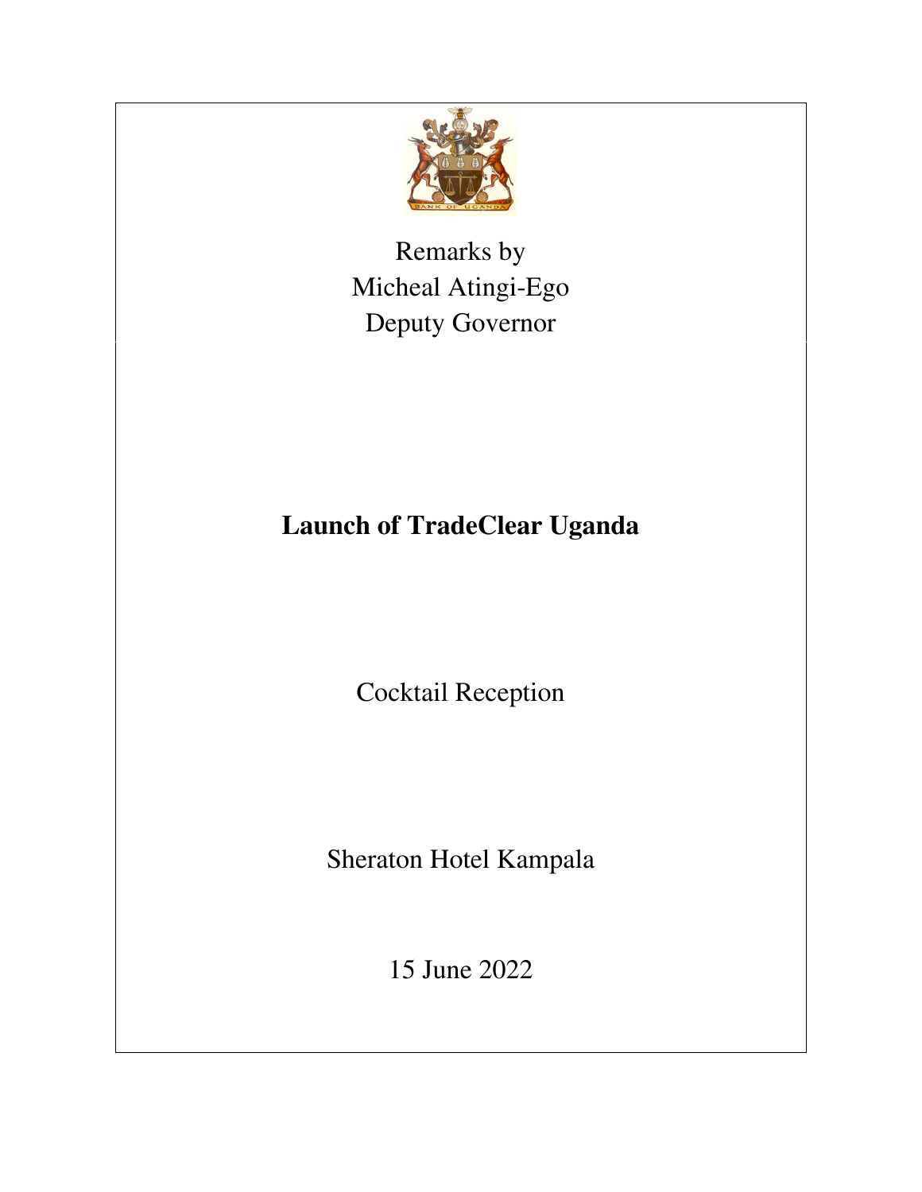Remarks by
Micheal Atingi-Ego
Deputy Governor

# Launch of TradeClear Uganda

Cocktail Reception

Sheraton Hotel Kampala

15 June 2022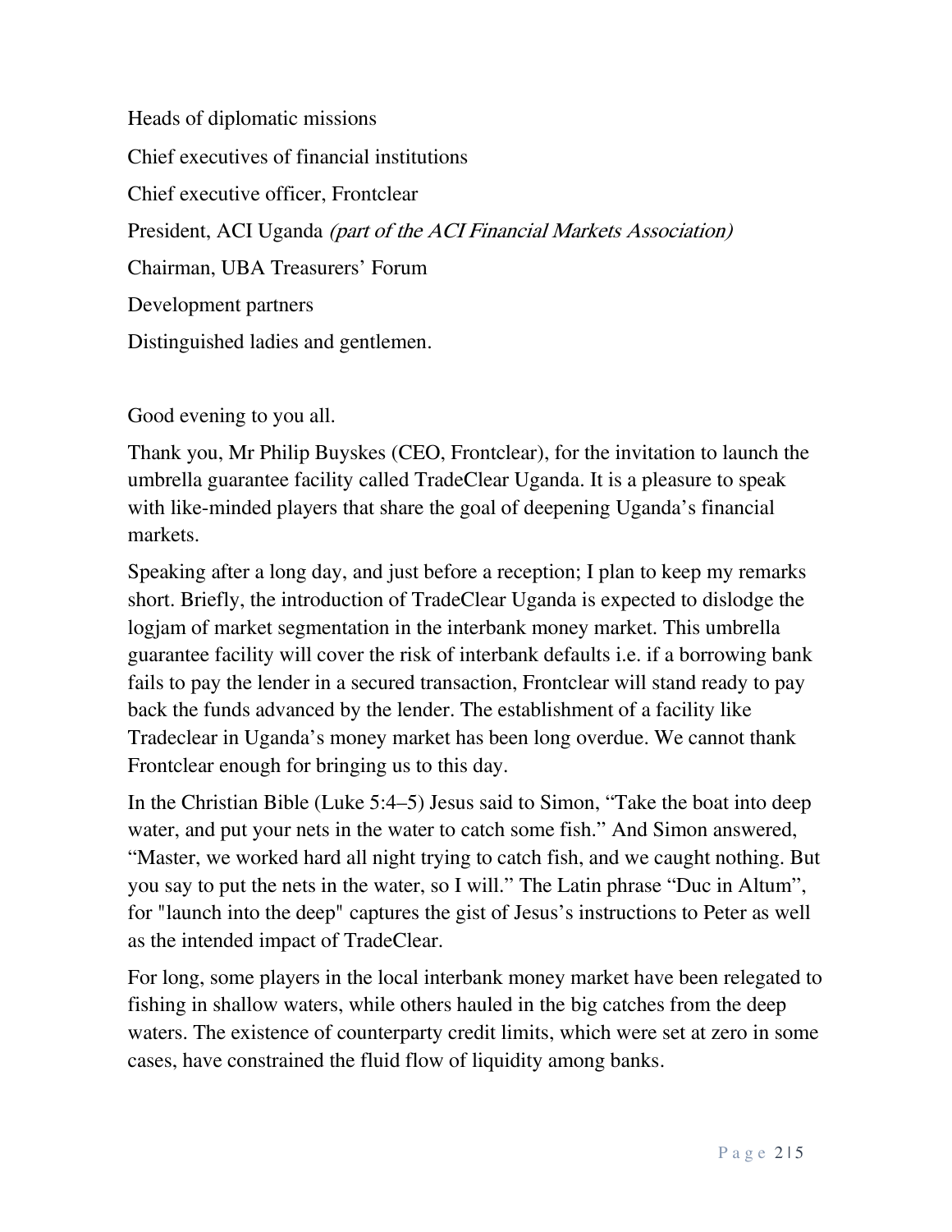Heads of diplomatic missions

Chief executives of financial institutions

Chief executive officer, Frontclear

President, ACI Uganda *(part of the ACI Financial Markets Association)*

Chairman, UBA Treasurers' Forum

Development partners

Distinguished ladies and gentlemen.

Good evening to you all.

Thank you, Mr Philip Buyskes (CEO, Frontclear), for the invitation to launch the umbrella guarantee facility called TradeClear Uganda. It is a pleasure to speak with like-minded players that share the goal of deepening Uganda's financial markets.

Speaking after a long day, and just before a reception; I plan to keep my remarks short. Briefly, the introduction of TradeClear Uganda is expected to dislodge the logjam of market segmentation in the interbank money market. This umbrella guarantee facility will cover the risk of interbank defaults i.e. if a borrowing bank fails to pay the lender in a secured transaction, Frontclear will stand ready to pay back the funds advanced by the lender. The establishment of a facility like Tradeclear in Uganda's money market has been long overdue. We cannot thank Frontclear enough for bringing us to this day.

In the Christian Bible (Luke 5:4–5) Jesus said to Simon, "Take the boat into deep water, and put your nets in the water to catch some fish." And Simon answered, "Master, we worked hard all night trying to catch fish, and we caught nothing. But you say to put the nets in the water, so I will." The Latin phrase "Duc in Altum", for "launch into the deep" captures the gist of Jesus's instructions to Peter as well as the intended impact of TradeClear.

For long, some players in the local interbank money market have been relegated to fishing in shallow waters, while others hauled in the big catches from the deep waters. The existence of counterparty credit limits, which were set at zero in some cases, have constrained the fluid flow of liquidity among banks.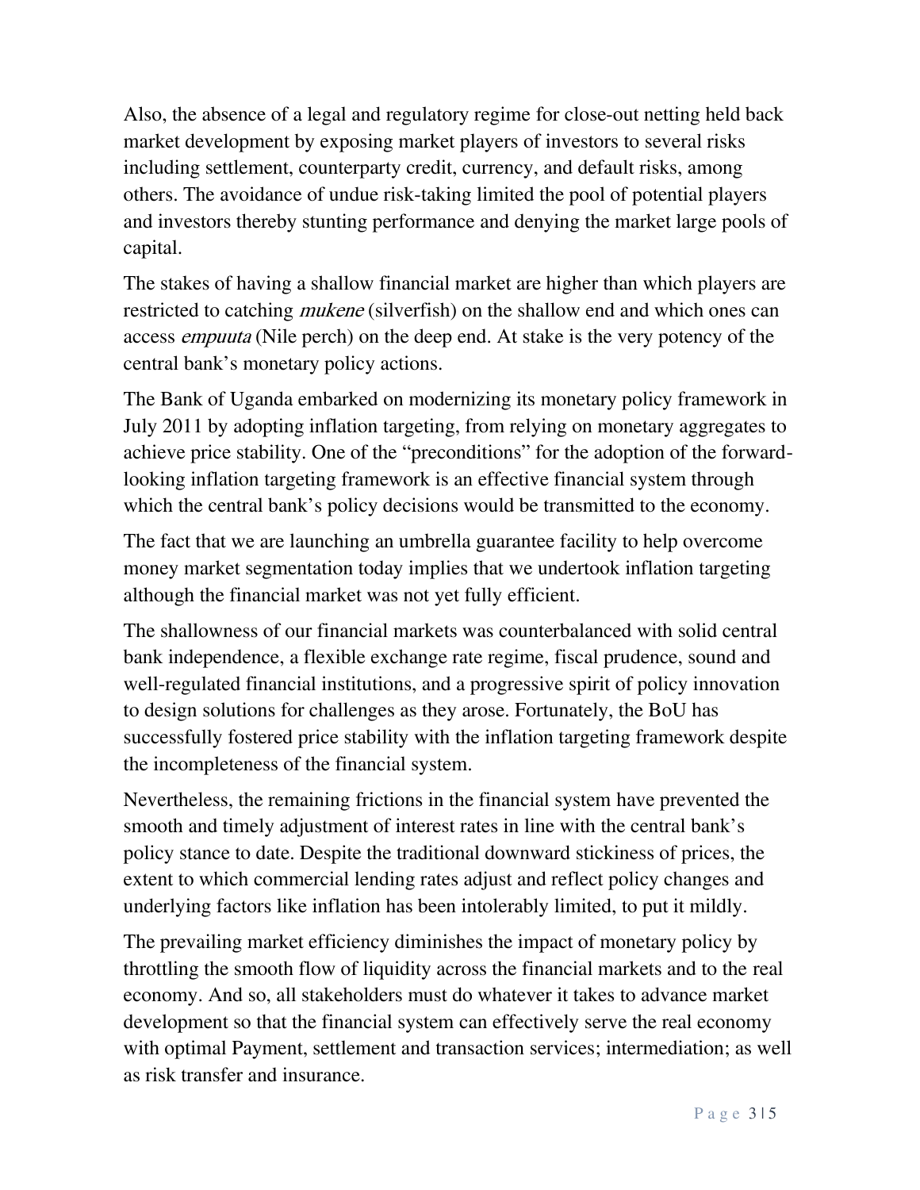Also, the absence of a legal and regulatory regime for close-out netting held back market development by exposing market players of investors to several risks including settlement, counterparty credit, currency, and default risks, among others. The avoidance of undue risk-taking limited the pool of potential players and investors thereby stunting performance and denying the market large pools of capital.

The stakes of having a shallow financial market are higher than which players are restricted to catching *mukene* (silverfish) on the shallow end and which ones can access *empuuta* (Nile perch) on the deep end. At stake is the very potency of the central bank's monetary policy actions.

The Bank of Uganda embarked on modernizing its monetary policy framework in July 2011 by adopting inflation targeting, from relying on monetary aggregates to achieve price stability. One of the "preconditions" for the adoption of the forward-looking inflation targeting framework is an effective financial system through which the central bank's policy decisions would be transmitted to the economy.

The fact that we are launching an umbrella guarantee facility to help overcome money market segmentation today implies that we undertook inflation targeting although the financial market was not yet fully efficient.

The shallowness of our financial markets was counterbalanced with solid central bank independence, a flexible exchange rate regime, fiscal prudence, sound and well-regulated financial institutions, and a progressive spirit of policy innovation to design solutions for challenges as they arose. Fortunately, the BoU has successfully fostered price stability with the inflation targeting framework despite the incompleteness of the financial system.

Nevertheless, the remaining frictions in the financial system have prevented the smooth and timely adjustment of interest rates in line with the central bank's policy stance to date. Despite the traditional downward stickiness of prices, the extent to which commercial lending rates adjust and reflect policy changes and underlying factors like inflation has been intolerably limited, to put it mildly.

The prevailing market efficiency diminishes the impact of monetary policy by throttling the smooth flow of liquidity across the financial markets and to the real economy. And so, all stakeholders must do whatever it takes to advance market development so that the financial system can effectively serve the real economy with optimal Payment, settlement and transaction services; intermediation; as well as risk transfer and insurance.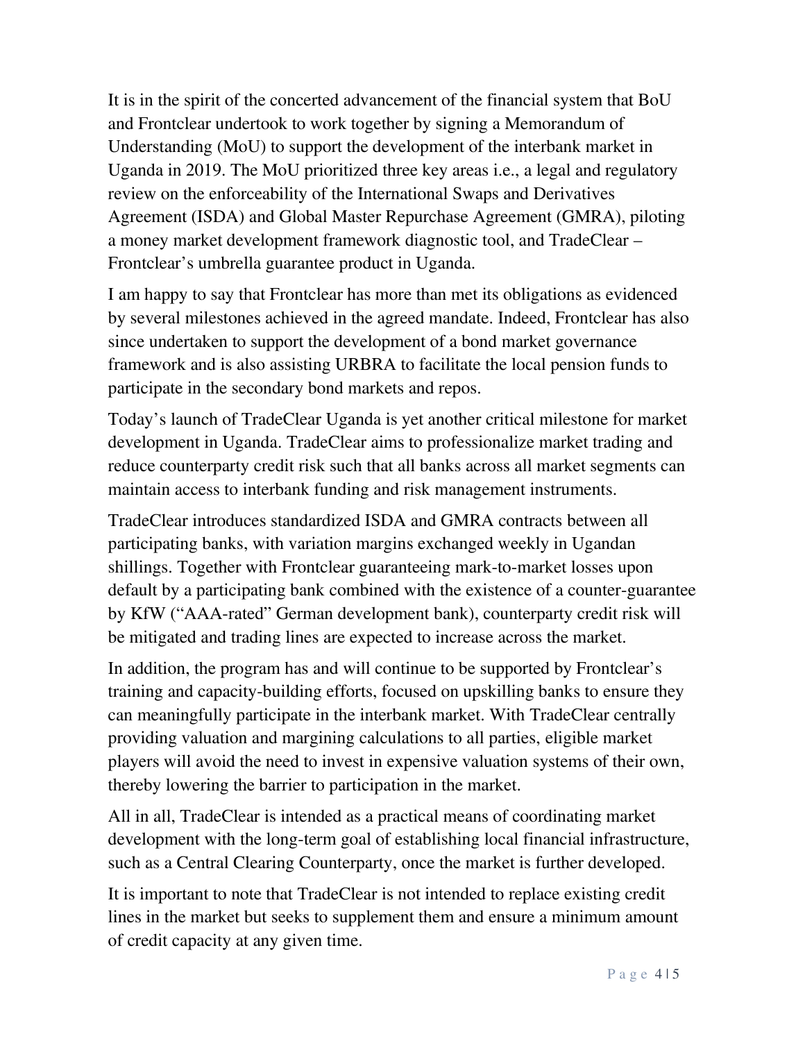It is in the spirit of the concerted advancement of the financial system that BoU and Frontclear undertook to work together by signing a Memorandum of Understanding (MoU) to support the development of the interbank market in Uganda in 2019. The MoU prioritized three key areas i.e., a legal and regulatory review on the enforceability of the International Swaps and Derivatives Agreement (ISDA) and Global Master Repurchase Agreement (GMRA), piloting a money market development framework diagnostic tool, and TradeClear – Frontclear's umbrella guarantee product in Uganda.

I am happy to say that Frontclear has more than met its obligations as evidenced by several milestones achieved in the agreed mandate. Indeed, Frontclear has also since undertaken to support the development of a bond market governance framework and is also assisting URBRA to facilitate the local pension funds to participate in the secondary bond markets and repos.

Today's launch of TradeClear Uganda is yet another critical milestone for market development in Uganda. TradeClear aims to professionalize market trading and reduce counterparty credit risk such that all banks across all market segments can maintain access to interbank funding and risk management instruments.

TradeClear introduces standardized ISDA and GMRA contracts between all participating banks, with variation margins exchanged weekly in Ugandan shillings. Together with Frontclear guaranteeing mark-to-market losses upon default by a participating bank combined with the existence of a counter-guarantee by KfW ("AAA-rated" German development bank), counterparty credit risk will be mitigated and trading lines are expected to increase across the market.

In addition, the program has and will continue to be supported by Frontclear's training and capacity-building efforts, focused on upskilling banks to ensure they can meaningfully participate in the interbank market. With TradeClear centrally providing valuation and margining calculations to all parties, eligible market players will avoid the need to invest in expensive valuation systems of their own, thereby lowering the barrier to participation in the market.

All in all, TradeClear is intended as a practical means of coordinating market development with the long-term goal of establishing local financial infrastructure, such as a Central Clearing Counterparty, once the market is further developed.

It is important to note that TradeClear is not intended to replace existing credit lines in the market but seeks to supplement them and ensure a minimum amount of credit capacity at any given time.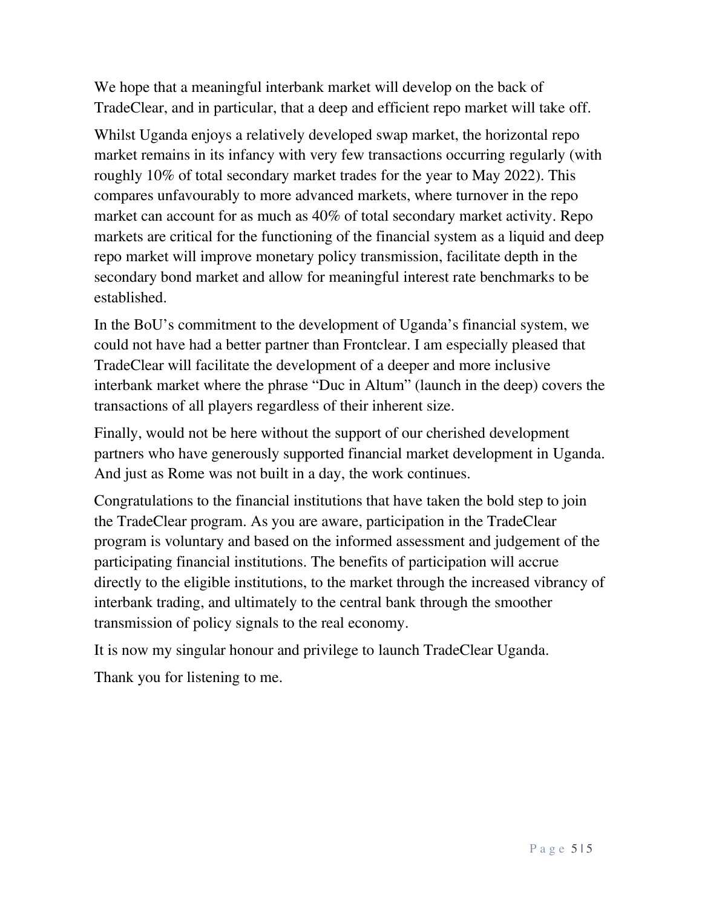We hope that a meaningful interbank market will develop on the back of TradeClear, and in particular, that a deep and efficient repo market will take off.

Whilst Uganda enjoys a relatively developed swap market, the horizontal repo market remains in its infancy with very few transactions occurring regularly (with roughly 10% of total secondary market trades for the year to May 2022). This compares unfavourably to more advanced markets, where turnover in the repo market can account for as much as 40% of total secondary market activity. Repo markets are critical for the functioning of the financial system as a liquid and deep repo market will improve monetary policy transmission, facilitate depth in the secondary bond market and allow for meaningful interest rate benchmarks to be established.

In the BoU's commitment to the development of Uganda's financial system, we could not have had a better partner than Frontclear. I am especially pleased that TradeClear will facilitate the development of a deeper and more inclusive interbank market where the phrase "Duc in Altum" (launch in the deep) covers the transactions of all players regardless of their inherent size.

Finally, would not be here without the support of our cherished development partners who have generously supported financial market development in Uganda. And just as Rome was not built in a day, the work continues.

Congratulations to the financial institutions that have taken the bold step to join the TradeClear program. As you are aware, participation in the TradeClear program is voluntary and based on the informed assessment and judgement of the participating financial institutions. The benefits of participation will accrue directly to the eligible institutions, to the market through the increased vibrancy of interbank trading, and ultimately to the central bank through the smoother transmission of policy signals to the real economy.

It is now my singular honour and privilege to launch TradeClear Uganda.

Thank you for listening to me.